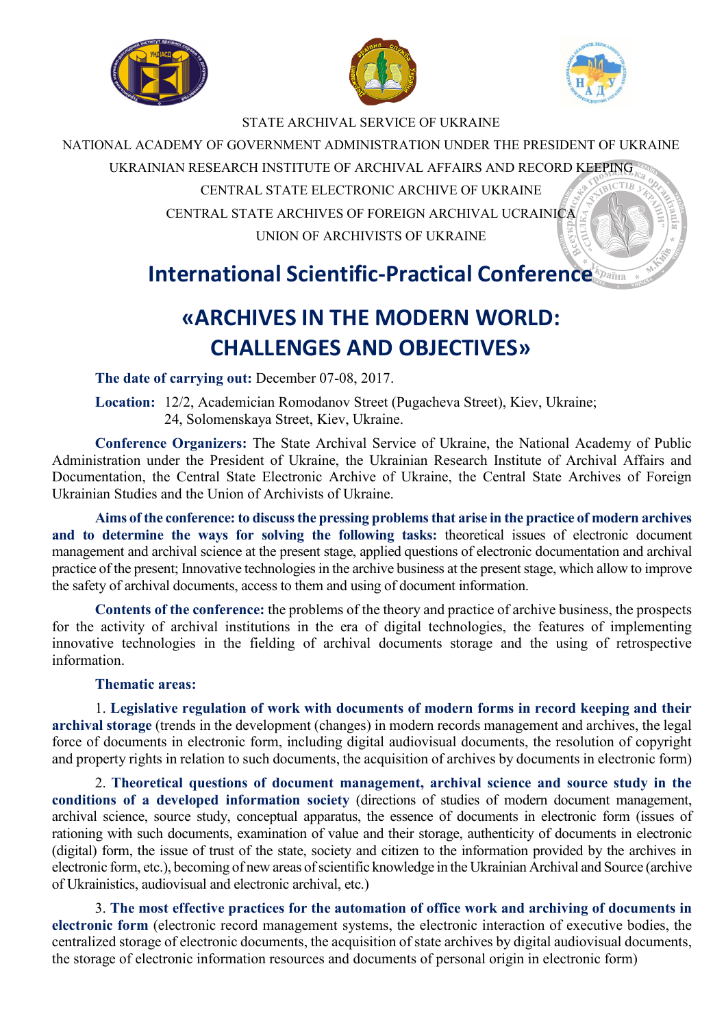STATE ARCHIVAL SERVICE OF UKRAINE

NATIONAL ACADEMY OF GOVERNMENT ADMINISTRATION UNDER THE PRESIDENT OF UKRAINE

UKRAINIAN RESEARCH INSTITUTE OF ARCHIVAL AFFAIRS AND RECORD KEEPING

CENTRAL STATE ELECTRONIC ARCHIVE OF UKRAINE

CENTRAL STATE ARCHIVES OF FOREIGN ARCHIVAL UCRAINICA

UNION OF ARCHIVISTS OF UKRAINE

# International Scientific-Practical Conference

# «ARCHIVES IN THE MODERN WORLD: CHALLENGES AND OBJECTIVES»

**The date of carrying out:** December 07-08, 2017.

**Location:** 12/2, Academician Romodanov Street (Pugacheva Street), Kiev, Ukraine;
24, Solomenskaya Street, Kiev, Ukraine.

**Conference Organizers:** The State Archival Service of Ukraine, the National Academy of Public Administration under the President of Ukraine, the Ukrainian Research Institute of Archival Affairs and Documentation, the Central State Electronic Archive of Ukraine, the Central State Archives of Foreign Ukrainian Studies and the Union of Archivists of Ukraine.

**Aims of the conference: to discuss the pressing problems that arise in the practice of modern archives and to determine the ways for solving the following tasks:** theoretical issues of electronic document management and archival science at the present stage, applied questions of electronic documentation and archival practice of the present; Innovative technologies in the archive business at the present stage, which allow to improve the safety of archival documents, access to them and using of document information.

**Contents of the conference:** the problems of the theory and practice of archive business, the prospects for the activity of archival institutions in the era of digital technologies, the features of implementing innovative technologies in the fielding of archival documents storage and the using of retrospective information.

**Thematic areas:**

1. **Legislative regulation of work with documents of modern forms in record keeping and their archival storage** (trends in the development (changes) in modern records management and archives, the legal force of documents in electronic form, including digital audiovisual documents, the resolution of copyright and property rights in relation to such documents, the acquisition of archives by documents in electronic form)

2. **Theoretical questions of document management, archival science and source study in the conditions of a developed information society** (directions of studies of modern document management, archival science, source study, conceptual apparatus, the essence of documents in electronic form (issues of rationing with such documents, examination of value and their storage, authenticity of documents in electronic (digital) form, the issue of trust of the state, society and citizen to the information provided by the archives in electronic form, etc.), becoming of new areas of scientific knowledge in the Ukrainian Archival and Source (archive of Ukrainistics, audiovisual and electronic archival, etc.)

3. **The most effective practices for the automation of office work and archiving of documents in electronic form** (electronic record management systems, the electronic interaction of executive bodies, the centralized storage of electronic documents, the acquisition of state archives by digital audiovisual documents, the storage of electronic information resources and documents of personal origin in electronic form)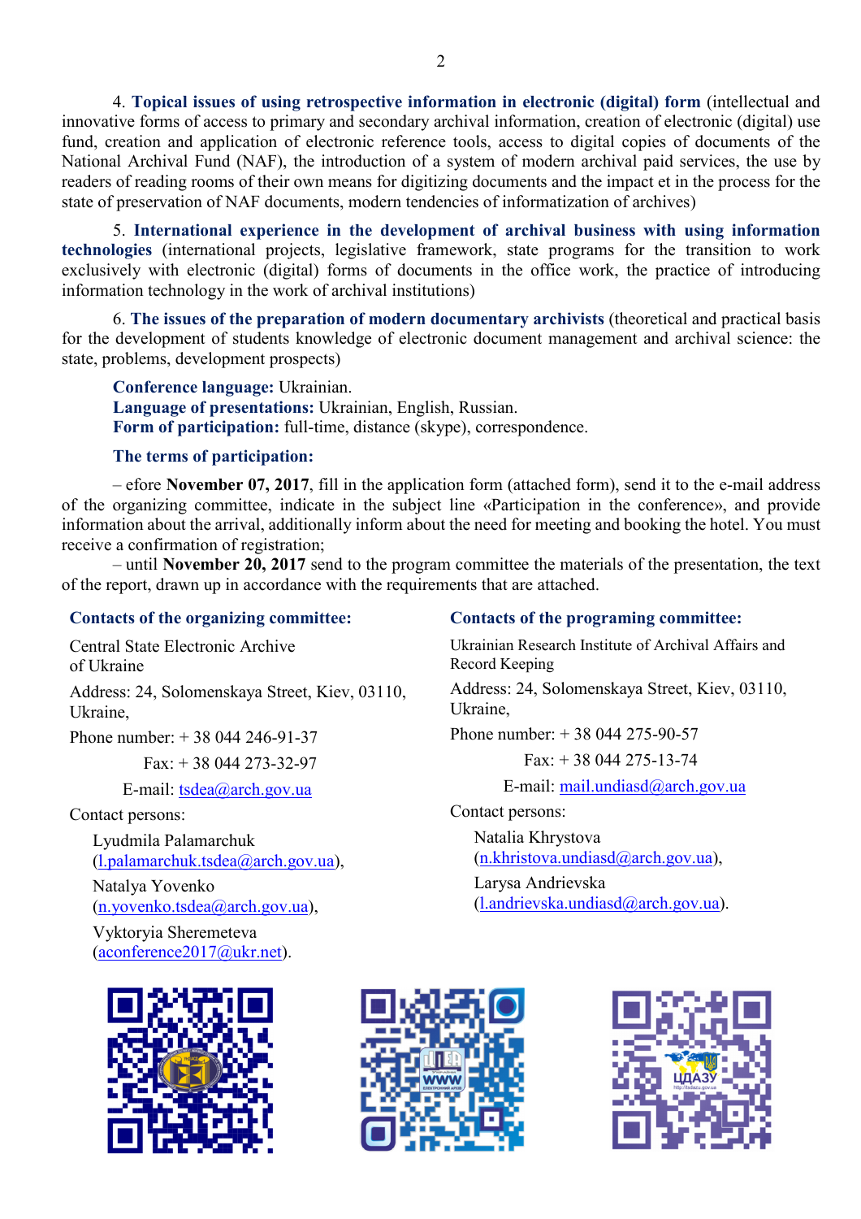4. **Topical issues of using retrospective information in electronic (digital) form** (intellectual and innovative forms of access to primary and secondary archival information, creation of electronic (digital) use fund, creation and application of electronic reference tools, access to digital copies of documents of the National Archival Fund (NAF), the introduction of a system of modern archival paid services, the use by readers of reading rooms of their own means for digitizing documents and the impact et in the process for the state of preservation of NAF documents, modern tendencies of informatization of archives)

5. **International experience in the development of archival business with using information technologies** (international projects, legislative framework, state programs for the transition to work exclusively with electronic (digital) forms of documents in the office work, the practice of introducing information technology in the work of archival institutions)

6. **The issues of the preparation of modern documentary archivists** (theoretical and practical basis for the development of students knowledge of electronic document management and archival science: the state, problems, development prospects)

**Conference language:** Ukrainian.
**Language of presentations:** Ukrainian, English, Russian.
**Form of participation:** full-time, distance (skype), correspondence.

**The terms of participation:**

– efore **November 07, 2017**, fill in the application form (attached form), send it to the e-mail address of the organizing committee, indicate in the subject line «Participation in the conference», and provide information about the arrival, additionally inform about the need for meeting and booking the hotel. You must receive a confirmation of registration;

– until **November 20, 2017** send to the program committee the materials of the presentation, the text of the report, drawn up in accordance with the requirements that are attached.

**Contacts of the organizing committee:**

Central State Electronic Archive of Ukraine

Address: 24, Solomenskaya Street, Kiev, 03110, Ukraine,

Phone number: + 38 044 246-91-37

Fax: + 38 044 273-32-97

E-mail: tsdea@arch.gov.ua

Contact persons:

Lyudmila Palamarchuk (l.palamarchuk.tsdea@arch.gov.ua),

Natalya Yovenko (n.yovenko.tsdea@arch.gov.ua),

Vyktoryia Sheremeteva (aconference2017@ukr.net).

**Contacts of the programing committee:**

Ukrainian Research Institute of Archival Affairs and Record Keeping

Address: 24, Solomenskaya Street, Kiev, 03110, Ukraine,

Phone number: + 38 044 275-90-57

Fax: + 38 044 275-13-74

E-mail: mail.undiasd@arch.gov.ua

Contact persons:

Natalia Khrystova (n.khristova.undiasd@arch.gov.ua),

Larysa Andrievska (l.andrievska.undiasd@arch.gov.ua).